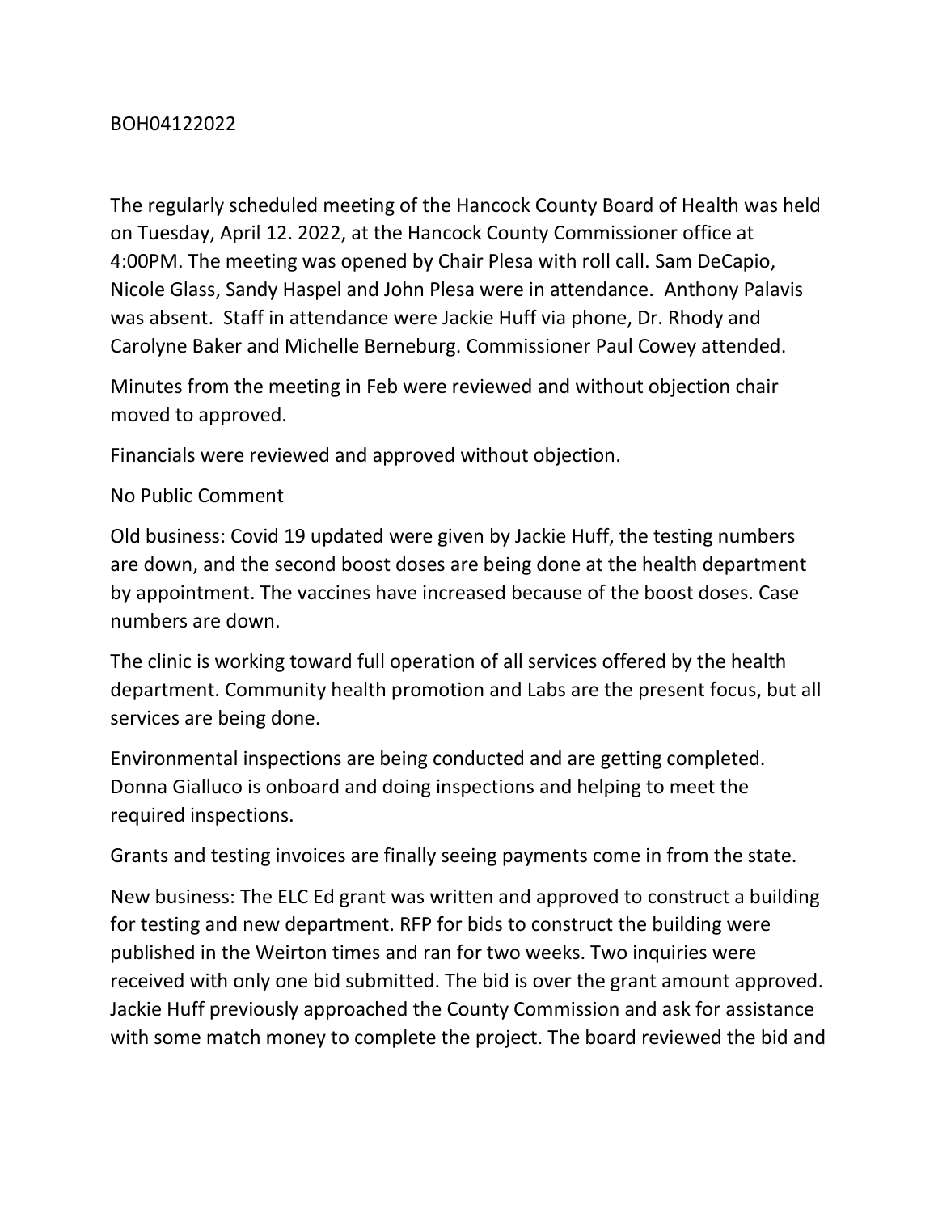BOH04122022

The regularly scheduled meeting of the Hancock County Board of Health was held on Tuesday, April 12. 2022, at the Hancock County Commissioner office at 4:00PM. The meeting was opened by Chair Plesa with roll call. Sam DeCapio, Nicole Glass, Sandy Haspel and John Plesa were in attendance. Anthony Palavis was absent. Staff in attendance were Jackie Huff via phone, Dr. Rhody and Carolyne Baker and Michelle Berneburg. Commissioner Paul Cowey attended.

Minutes from the meeting in Feb were reviewed and without objection chair moved to approved.

Financials were reviewed and approved without objection.

No Public Comment

Old business: Covid 19 updated were given by Jackie Huff, the testing numbers are down, and the second boost doses are being done at the health department by appointment. The vaccines have increased because of the boost doses. Case numbers are down.

The clinic is working toward full operation of all services offered by the health department. Community health promotion and Labs are the present focus, but all services are being done.

Environmental inspections are being conducted and are getting completed. Donna Gialluco is onboard and doing inspections and helping to meet the required inspections.

Grants and testing invoices are finally seeing payments come in from the state.

New business: The ELC Ed grant was written and approved to construct a building for testing and new department. RFP for bids to construct the building were published in the Weirton times and ran for two weeks. Two inquiries were received with only one bid submitted. The bid is over the grant amount approved. Jackie Huff previously approached the County Commission and ask for assistance with some match money to complete the project. The board reviewed the bid and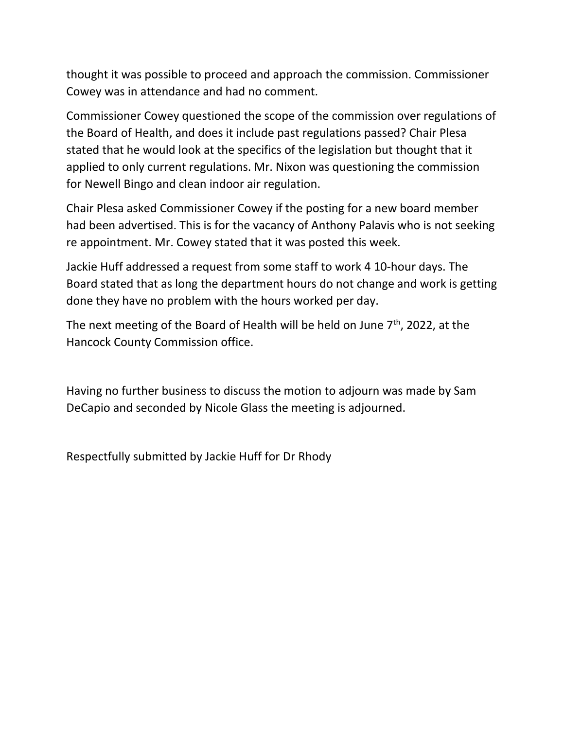thought it was possible to proceed and approach the commission. Commissioner Cowey was in attendance and had no comment.

Commissioner Cowey questioned the scope of the commission over regulations of the Board of Health, and does it include past regulations passed? Chair Plesa stated that he would look at the specifics of the legislation but thought that it applied to only current regulations. Mr. Nixon was questioning the commission for Newell Bingo and clean indoor air regulation.

Chair Plesa asked Commissioner Cowey if the posting for a new board member had been advertised. This is for the vacancy of Anthony Palavis who is not seeking re appointment. Mr. Cowey stated that it was posted this week.

Jackie Huff addressed a request from some staff to work 4 10-hour days. The Board stated that as long the department hours do not change and work is getting done they have no problem with the hours worked per day.

The next meeting of the Board of Health will be held on June 7th, 2022, at the Hancock County Commission office.

Having no further business to discuss the motion to adjourn was made by Sam DeCapio and seconded by Nicole Glass the meeting is adjourned.

Respectfully submitted by Jackie Huff for Dr Rhody